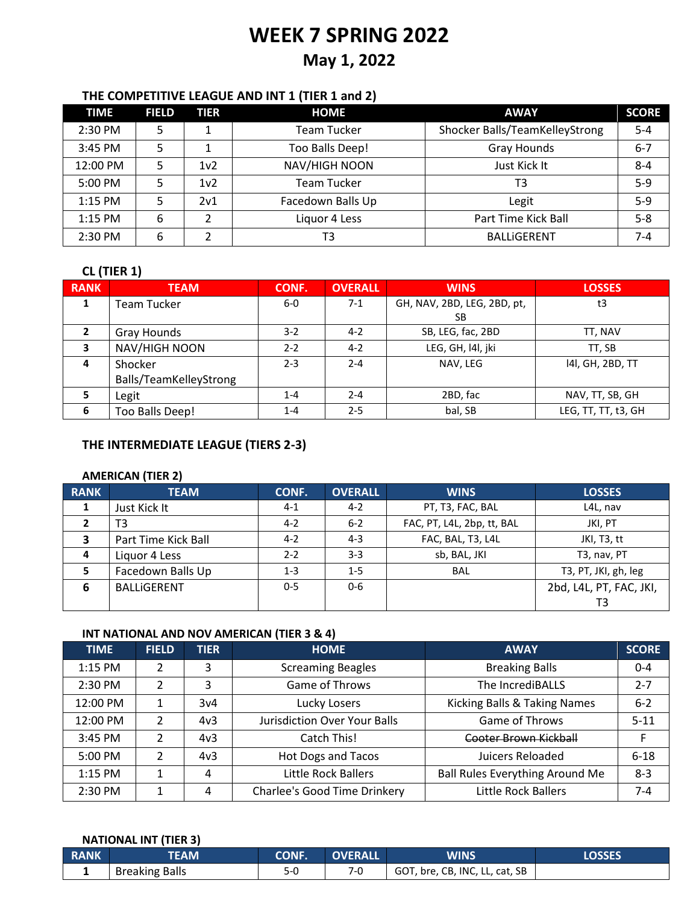# WEEK 7 SPRING 2022

## May 1, 2022

### THE COMPETITIVE LEAGUE AND INT 1 (TIER 1 and 2)

| TIME | FIELD | TIER | HOME | AWAY | SCORE |
|---|---|---|---|---|---|
| 2:30 PM | 5 | 1 | Team Tucker | Shocker Balls/TeamKelleyStrong | 5-4 |
| 3:45 PM | 5 | 1 | Too Balls Deep! | Gray Hounds | 6-7 |
| 12:00 PM | 5 | 1v2 | NAV/HIGH NOON | Just Kick It | 8-4 |
| 5:00 PM | 5 | 1v2 | Team Tucker | T3 | 5-9 |
| 1:15 PM | 5 | 2v1 | Facedown Balls Up | Legit | 5-9 |
| 1:15 PM | 6 | 2 | Liquor 4 Less | Part Time Kick Ball | 5-8 |
| 2:30 PM | 6 | 2 | T3 | BALLiGERENT | 7-4 |

### CL (TIER 1)

| RANK | TEAM | CONF. | OVERALL | WINS | LOSSES |
|---|---|---|---|---|---|
| 1 | Team Tucker | 6-0 | 7-1 | GH, NAV, 2BD, LEG, 2BD, pt, SB | t3 |
| 2 | Gray Hounds | 3-2 | 4-2 | SB, LEG, fac, 2BD | TT, NAV |
| 3 | NAV/HIGH NOON | 2-2 | 4-2 | LEG, GH, l4l, jki | TT, SB |
| 4 | Shocker Balls/TeamKelleyStrong | 2-3 | 2-4 | NAV, LEG | l4l, GH, 2BD, TT |
| 5 | Legit | 1-4 | 2-4 | 2BD, fac | NAV, TT, SB, GH |
| 6 | Too Balls Deep! | 1-4 | 2-5 | bal, SB | LEG, TT, TT, t3, GH |

### THE INTERMEDIATE LEAGUE (TIERS 2-3)

### AMERICAN (TIER 2)

| RANK | TEAM | CONF. | OVERALL | WINS | LOSSES |
|---|---|---|---|---|---|
| 1 | Just Kick It | 4-1 | 4-2 | PT, T3, FAC, BAL | L4L, nav |
| 2 | T3 | 4-2 | 6-2 | FAC, PT, L4L, 2bp, tt, BAL | JKI, PT |
| 3 | Part Time Kick Ball | 4-2 | 4-3 | FAC, BAL, T3, L4L | JKI, T3, tt |
| 4 | Liquor 4 Less | 2-2 | 3-3 | sb, BAL, JKI | T3, nav, PT |
| 5 | Facedown Balls Up | 1-3 | 1-5 | BAL | T3, PT, JKI, gh, leg |
| 6 | BALLiGERENT | 0-5 | 0-6 | | 2bd, L4L, PT, FAC, JKI, T3 |

### INT NATIONAL AND NOV AMERICAN (TIER 3 & 4)

| TIME | FIELD | TIER | HOME | AWAY | SCORE |
|---|---|---|---|---|---|
| 1:15 PM | 2 | 3 | Screaming Beagles | Breaking Balls | 0-4 |
| 2:30 PM | 2 | 3 | Game of Throws | The IncrediBALLS | 2-7 |
| 12:00 PM | 1 | 3v4 | Lucky Losers | Kicking Balls & Taking Names | 6-2 |
| 12:00 PM | 2 | 4v3 | Jurisdiction Over Your Balls | Game of Throws | 5-11 |
| 3:45 PM | 2 | 4v3 | Catch This! | ~~Cooter Brown Kickball~~ | F |
| 5:00 PM | 2 | 4v3 | Hot Dogs and Tacos | Juicers Reloaded | 6-18 |
| 1:15 PM | 1 | 4 | Little Rock Ballers | Ball Rules Everything Around Me | 8-3 |
| 2:30 PM | 1 | 4 | Charlee's Good Time Drinkery | Little Rock Ballers | 7-4 |

### NATIONAL INT (TIER 3)

| RANK | TEAM | CONF. | OVERALL | WINS | LOSSES |
|---|---|---|---|---|---|
| 1 | Breaking Balls | 5-0 | 7-0 | GOT, bre, CB, INC, LL, cat, SB | |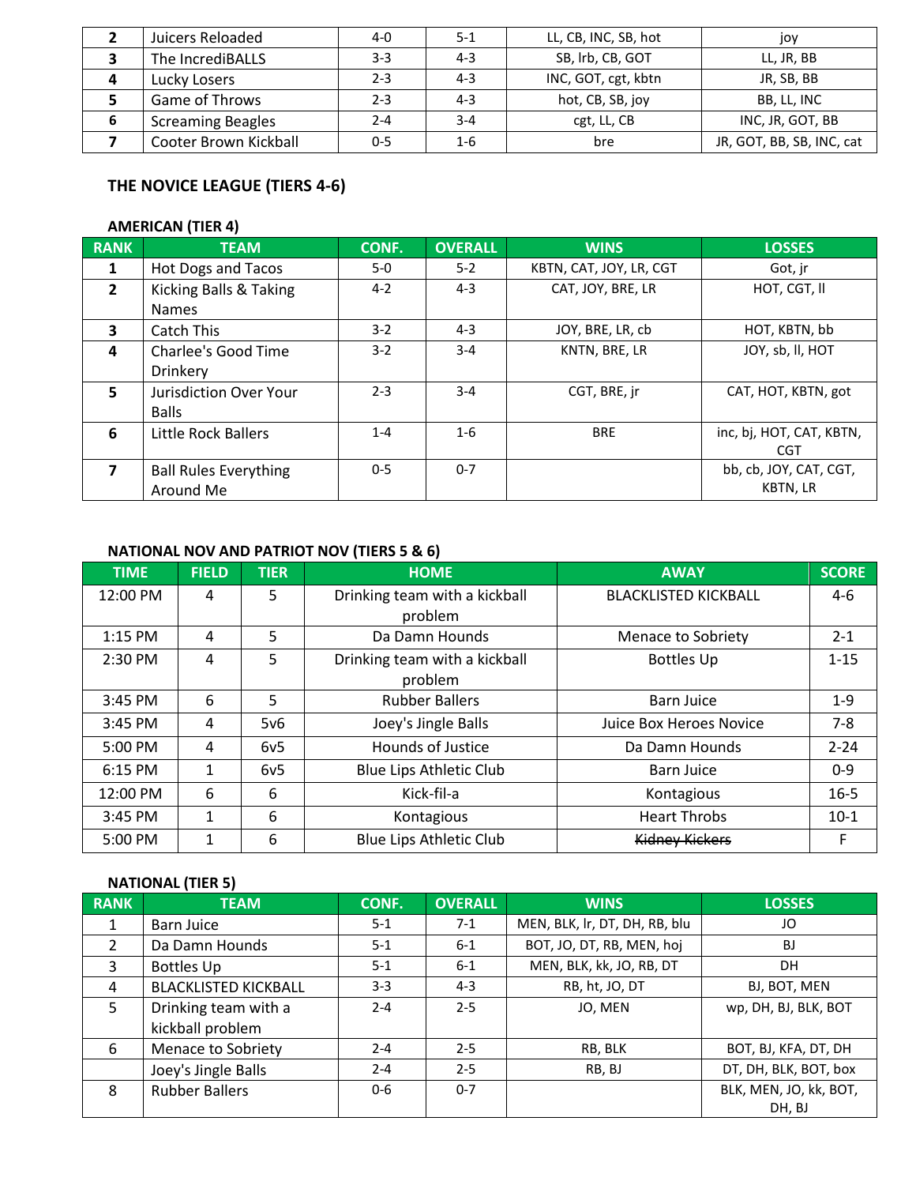| | | | | | |
|---|---|---|---|---|---|
| 2 | Juicers Reloaded | 4-0 | 5-1 | LL, CB, INC, SB, hot | joy |
| 3 | The IncrediBALLS | 3-3 | 4-3 | SB, lrb, CB, GOT | LL, JR, BB |
| 4 | Lucky Losers | 2-3 | 4-3 | INC, GOT, cgt, kbtn | JR, SB, BB |
| 5 | Game of Throws | 2-3 | 4-3 | hot, CB, SB, joy | BB, LL, INC |
| 6 | Screaming Beagles | 2-4 | 3-4 | cgt, LL, CB | INC, JR, GOT, BB |
| 7 | Cooter Brown Kickball | 0-5 | 1-6 | bre | JR, GOT, BB, SB, INC, cat |

## THE NOVICE LEAGUE (TIERS 4-6)

### AMERICAN (TIER 4)

| RANK | TEAM | CONF. | OVERALL | WINS | LOSSES |
|---|---|---|---|---|---|
| 1 | Hot Dogs and Tacos | 5-0 | 5-2 | KBTN, CAT, JOY, LR, CGT | Got, jr |
| 2 | Kicking Balls & Taking Names | 4-2 | 4-3 | CAT, JOY, BRE, LR | HOT, CGT, ll |
| 3 | Catch This | 3-2 | 4-3 | JOY, BRE, LR, cb | HOT, KBTN, bb |
| 4 | Charlee's Good Time Drinkery | 3-2 | 3-4 | KNTN, BRE, LR | JOY, sb, ll, HOT |
| 5 | Jurisdiction Over Your Balls | 2-3 | 3-4 | CGT, BRE, jr | CAT, HOT, KBTN, got |
| 6 | Little Rock Ballers | 1-4 | 1-6 | BRE | inc, bj, HOT, CAT, KBTN, CGT |
| 7 | Ball Rules Everything Around Me | 0-5 | 0-7 | | bb, cb, JOY, CAT, CGT, KBTN, LR |

### NATIONAL NOV AND PATRIOT NOV (TIERS 5 & 6)

| TIME | FIELD | TIER | HOME | AWAY | SCORE |
|---|---|---|---|---|---|
| 12:00 PM | 4 | 5 | Drinking team with a kickball problem | BLACKLISTED KICKBALL | 4-6 |
| 1:15 PM | 4 | 5 | Da Damn Hounds | Menace to Sobriety | 2-1 |
| 2:30 PM | 4 | 5 | Drinking team with a kickball problem | Bottles Up | 1-15 |
| 3:45 PM | 6 | 5 | Rubber Ballers | Barn Juice | 1-9 |
| 3:45 PM | 4 | 5v6 | Joey's Jingle Balls | Juice Box Heroes Novice | 7-8 |
| 5:00 PM | 4 | 6v5 | Hounds of Justice | Da Damn Hounds | 2-24 |
| 6:15 PM | 1 | 6v5 | Blue Lips Athletic Club | Barn Juice | 0-9 |
| 12:00 PM | 6 | 6 | Kick-fil-a | Kontagious | 16-5 |
| 3:45 PM | 1 | 6 | Kontagious | Heart Throbs | 10-1 |
| 5:00 PM | 1 | 6 | Blue Lips Athletic Club | ~~Kidney Kickers~~ | F |

### NATIONAL (TIER 5)

| RANK | TEAM | CONF. | OVERALL | WINS | LOSSES |
|---|---|---|---|---|---|
| 1 | Barn Juice | 5-1 | 7-1 | MEN, BLK, lr, DT, DH, RB, blu | JO |
| 2 | Da Damn Hounds | 5-1 | 6-1 | BOT, JO, DT, RB, MEN, hoj | BJ |
| 3 | Bottles Up | 5-1 | 6-1 | MEN, BLK, kk, JO, RB, DT | DH |
| 4 | BLACKLISTED KICKBALL | 3-3 | 4-3 | RB, ht, JO, DT | BJ, BOT, MEN |
| 5 | Drinking team with a kickball problem | 2-4 | 2-5 | JO, MEN | wp, DH, BJ, BLK, BOT |
| 6 | Menace to Sobriety | 2-4 | 2-5 | RB, BLK | BOT, BJ, KFA, DT, DH |
| | Joey's Jingle Balls | 2-4 | 2-5 | RB, BJ | DT, DH, BLK, BOT, box |
| 8 | Rubber Ballers | 0-6 | 0-7 | | BLK, MEN, JO, kk, BOT, DH, BJ |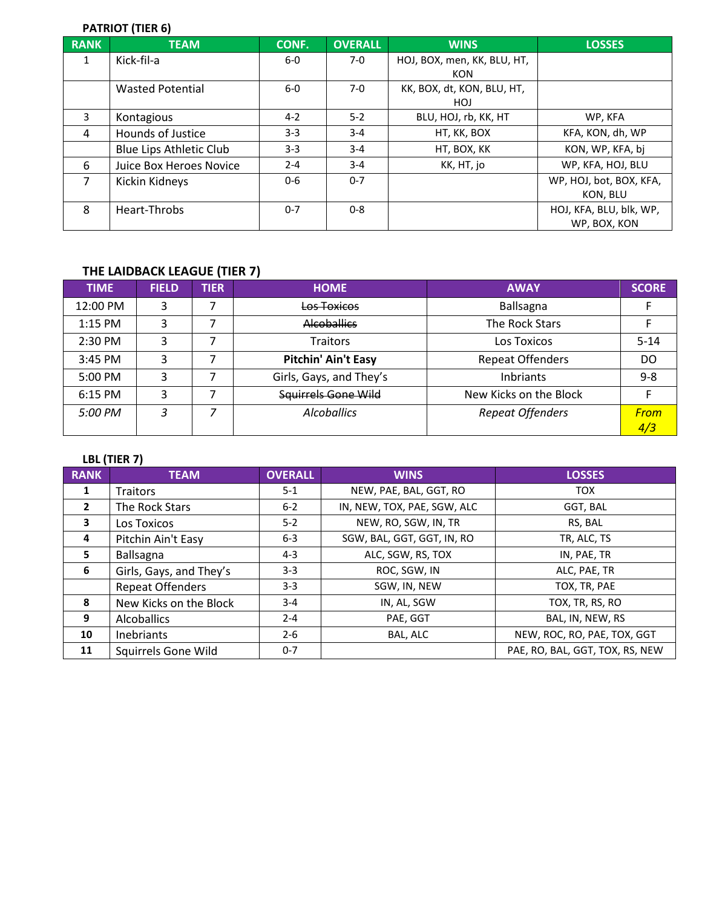**PATRIOT (TIER 6)**

| RANK | TEAM | CONF. | OVERALL | WINS | LOSSES |
|---|---|---|---|---|---|
| 1 | Kick-fil-a | 6-0 | 7-0 | HOJ, BOX, men, KK, BLU, HT, KON | |
| | Wasted Potential | 6-0 | 7-0 | KK, BOX, dt, KON, BLU, HT, HOJ | |
| 3 | Kontagious | 4-2 | 5-2 | BLU, HOJ, rb, KK, HT | WP, KFA |
| 4 | Hounds of Justice | 3-3 | 3-4 | HT, KK, BOX | KFA, KON, dh, WP |
| | Blue Lips Athletic Club | 3-3 | 3-4 | HT, BOX, KK | KON, WP, KFA, bj |
| 6 | Juice Box Heroes Novice | 2-4 | 3-4 | KK, HT, jo | WP, KFA, HOJ, BLU |
| 7 | Kickin Kidneys | 0-6 | 0-7 | | WP, HOJ, bot, BOX, KFA, KON, BLU |
| 8 | Heart-Throbs | 0-7 | 0-8 | | HOJ, KFA, BLU, blk, WP, WP, BOX, KON |

**THE LAIDBACK LEAGUE (TIER 7)**

| TIME | FIELD | TIER | HOME | AWAY | SCORE |
|---|---|---|---|---|---|
| 12:00 PM | 3 | 7 | ~~Los Toxicos~~ | Ballsagna | F |
| 1:15 PM | 3 | 7 | ~~Alcoballics~~ | The Rock Stars | F |
| 2:30 PM | 3 | 7 | Traitors | Los Toxicos | 5-14 |
| 3:45 PM | 3 | 7 | **Pitchin' Ain't Easy** | Repeat Offenders | DO |
| 5:00 PM | 3 | 7 | Girls, Gays, and They's | Inbriants | 9-8 |
| 6:15 PM | 3 | 7 | ~~Squirrels Gone Wild~~ | New Kicks on the Block | F |
| *5:00 PM* | *3* | *7* | *Alcoballics* | *Repeat Offenders* | *From 4/3* |

**LBL (TIER 7)**

| RANK | TEAM | OVERALL | WINS | LOSSES |
|---|---|---|---|---|
| **1** | Traitors | 5-1 | NEW, PAE, BAL, GGT, RO | TOX |
| **2** | The Rock Stars | 6-2 | IN, NEW, TOX, PAE, SGW, ALC | GGT, BAL |
| **3** | Los Toxicos | 5-2 | NEW, RO, SGW, IN, TR | RS, BAL |
| **4** | Pitchin Ain't Easy | 6-3 | SGW, BAL, GGT, GGT, IN, RO | TR, ALC, TS |
| **5** | Ballsagna | 4-3 | ALC, SGW, RS, TOX | IN, PAE, TR |
| **6** | Girls, Gays, and They's | 3-3 | ROC, SGW, IN | ALC, PAE, TR |
| | Repeat Offenders | 3-3 | SGW, IN, NEW | TOX, TR, PAE |
| **8** | New Kicks on the Block | 3-4 | IN, AL, SGW | TOX, TR, RS, RO |
| **9** | Alcoballics | 2-4 | PAE, GGT | BAL, IN, NEW, RS |
| **10** | Inebriants | 2-6 | BAL, ALC | NEW, ROC, RO, PAE, TOX, GGT |
| **11** | Squirrels Gone Wild | 0-7 | | PAE, RO, BAL, GGT, TOX, RS, NEW |